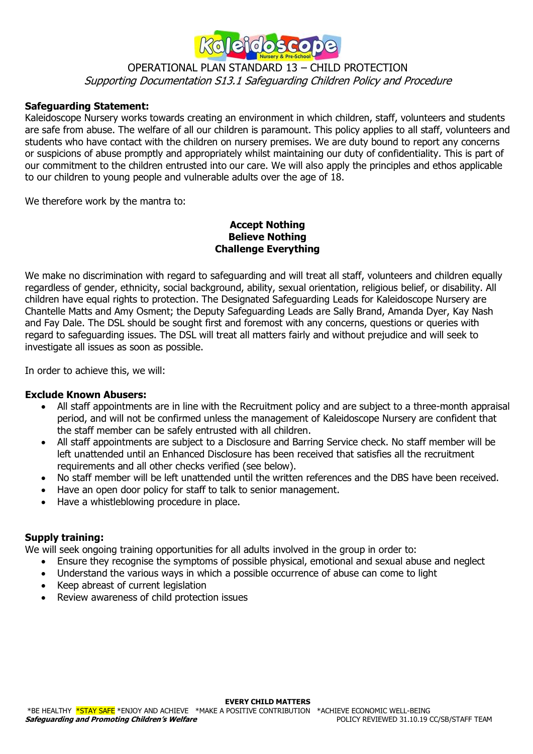OPERATIONAL PLAN STANDARD 13 – CHILD PROTECTION

*Supporting Documentation S13.1 Safeguarding Children Policy and Procedure*

**Safeguarding Statement:**
Kaleidoscope Nursery works towards creating an environment in which children, staff, volunteers and students are safe from abuse. The welfare of all our children is paramount. This policy applies to all staff, volunteers and students who have contact with the children on nursery premises. We are duty bound to report any concerns or suspicions of abuse promptly and appropriately whilst maintaining our duty of confidentiality. This is part of our commitment to the children entrusted into our care. We will also apply the principles and ethos applicable to our children to young people and vulnerable adults over the age of 18.

We therefore work by the mantra to:

**Accept Nothing**
**Believe Nothing**
**Challenge Everything**

We make no discrimination with regard to safeguarding and will treat all staff, volunteers and children equally regardless of gender, ethnicity, social background, ability, sexual orientation, religious belief, or disability. All children have equal rights to protection. The Designated Safeguarding Leads for Kaleidoscope Nursery are Chantelle Matts and Amy Osment; the Deputy Safeguarding Leads are Sally Brand, Amanda Dyer, Kay Nash and Fay Dale. The DSL should be sought first and foremost with any concerns, questions or queries with regard to safeguarding issues. The DSL will treat all matters fairly and without prejudice and will seek to investigate all issues as soon as possible.

In order to achieve this, we will:

**Exclude Known Abusers:**

- All staff appointments are in line with the Recruitment policy and are subject to a three-month appraisal period, and will not be confirmed unless the management of Kaleidoscope Nursery are confident that the staff member can be safely entrusted with all children.
- All staff appointments are subject to a Disclosure and Barring Service check. No staff member will be left unattended until an Enhanced Disclosure has been received that satisfies all the recruitment requirements and all other checks verified (see below).
- No staff member will be left unattended until the written references and the DBS have been received.
- Have an open door policy for staff to talk to senior management.
- Have a whistleblowing procedure in place.

**Supply training:**
We will seek ongoing training opportunities for all adults involved in the group in order to:

- Ensure they recognise the symptoms of possible physical, emotional and sexual abuse and neglect
- Understand the various ways in which a possible occurrence of abuse can come to light
- Keep abreast of current legislation
- Review awareness of child protection issues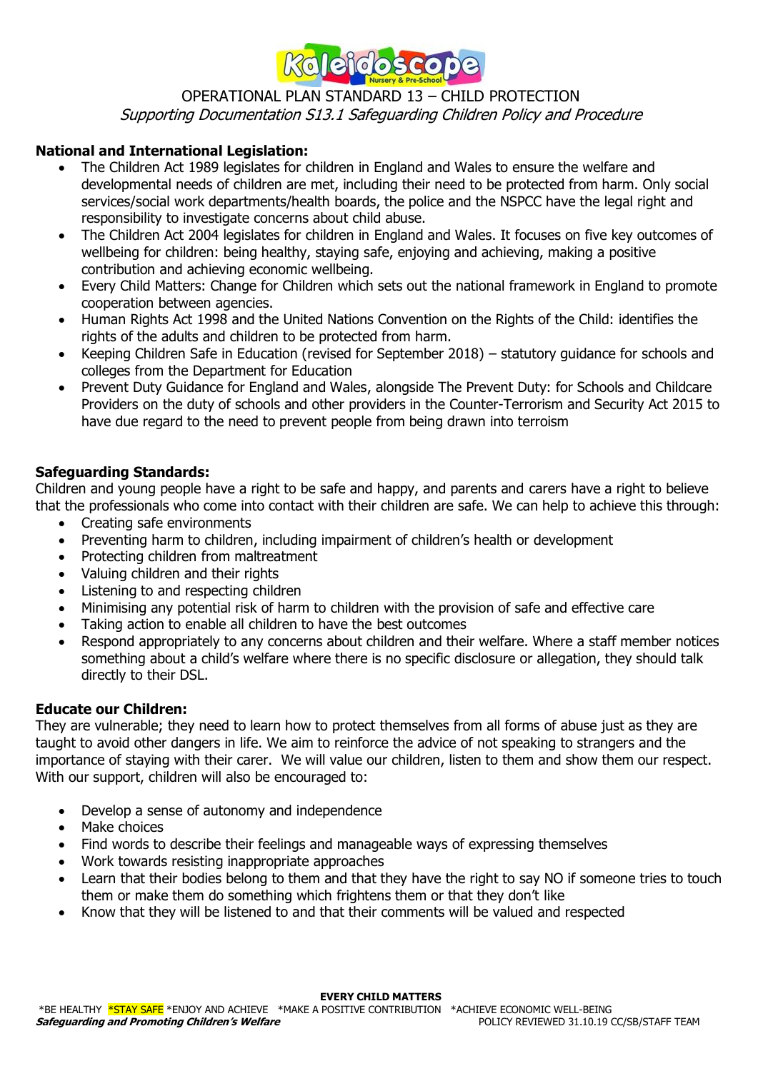OPERATIONAL PLAN STANDARD 13 – CHILD PROTECTION

*Supporting Documentation S13.1 Safeguarding Children Policy and Procedure*

**National and International Legislation:**

- The Children Act 1989 legislates for children in England and Wales to ensure the welfare and developmental needs of children are met, including their need to be protected from harm. Only social services/social work departments/health boards, the police and the NSPCC have the legal right and responsibility to investigate concerns about child abuse.
- The Children Act 2004 legislates for children in England and Wales. It focuses on five key outcomes of wellbeing for children: being healthy, staying safe, enjoying and achieving, making a positive contribution and achieving economic wellbeing.
- Every Child Matters: Change for Children which sets out the national framework in England to promote cooperation between agencies.
- Human Rights Act 1998 and the United Nations Convention on the Rights of the Child: identifies the rights of the adults and children to be protected from harm.
- Keeping Children Safe in Education (revised for September 2018) – statutory guidance for schools and colleges from the Department for Education
- Prevent Duty Guidance for England and Wales, alongside The Prevent Duty: for Schools and Childcare Providers on the duty of schools and other providers in the Counter-Terrorism and Security Act 2015 to have due regard to the need to prevent people from being drawn into terroism

**Safeguarding Standards:**

Children and young people have a right to be safe and happy, and parents and carers have a right to believe that the professionals who come into contact with their children are safe. We can help to achieve this through:

- Creating safe environments
- Preventing harm to children, including impairment of children's health or development
- Protecting children from maltreatment
- Valuing children and their rights
- Listening to and respecting children
- Minimising any potential risk of harm to children with the provision of safe and effective care
- Taking action to enable all children to have the best outcomes
- Respond appropriately to any concerns about children and their welfare. Where a staff member notices something about a child's welfare where there is no specific disclosure or allegation, they should talk directly to their DSL.

**Educate our Children:**

They are vulnerable; they need to learn how to protect themselves from all forms of abuse just as they are taught to avoid other dangers in life. We aim to reinforce the advice of not speaking to strangers and the importance of staying with their carer. We will value our children, listen to them and show them our respect. With our support, children will also be encouraged to:

- Develop a sense of autonomy and independence
- Make choices
- Find words to describe their feelings and manageable ways of expressing themselves
- Work towards resisting inappropriate approaches
- Learn that their bodies belong to them and that they have the right to say NO if someone tries to touch them or make them do something which frightens them or that they don't like
- Know that they will be listened to and that their comments will be valued and respected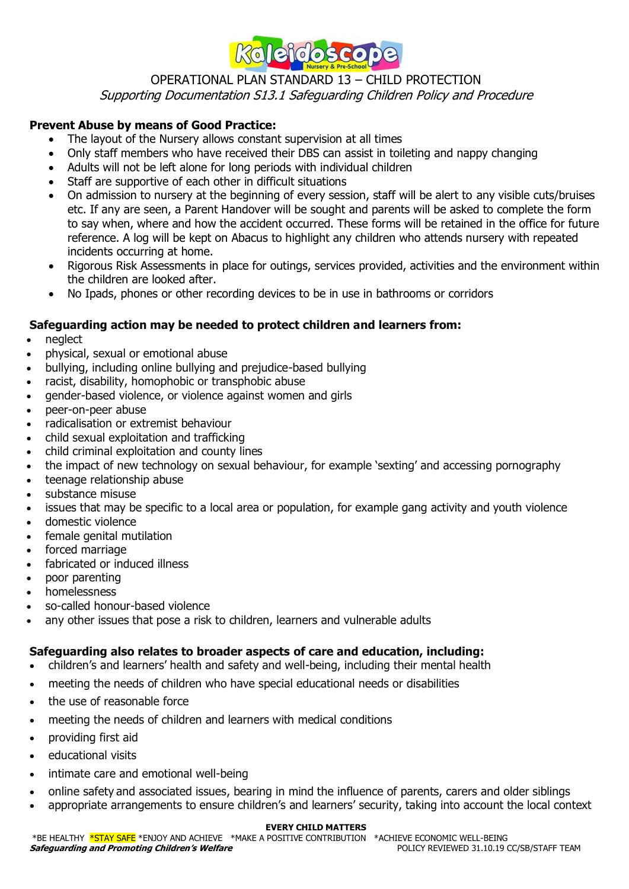**Prevent Abuse by means of Good Practice:**

- The layout of the Nursery allows constant supervision at all times
- Only staff members who have received their DBS can assist in toileting and nappy changing
- Adults will not be left alone for long periods with individual children
- Staff are supportive of each other in difficult situations
- On admission to nursery at the beginning of every session, staff will be alert to any visible cuts/bruises etc. If any are seen, a Parent Handover will be sought and parents will be asked to complete the form to say when, where and how the accident occurred. These forms will be retained in the office for future reference. A log will be kept on Abacus to highlight any children who attends nursery with repeated incidents occurring at home.
- Rigorous Risk Assessments in place for outings, services provided, activities and the environment within the children are looked after.
- No Ipads, phones or other recording devices to be in use in bathrooms or corridors

**Safeguarding action may be needed to protect children and learners from:**

- neglect
- physical, sexual or emotional abuse
- bullying, including online bullying and prejudice-based bullying
- racist, disability, homophobic or transphobic abuse
- gender-based violence, or violence against women and girls
- peer-on-peer abuse
- radicalisation or extremist behaviour
- child sexual exploitation and trafficking
- child criminal exploitation and county lines
- the impact of new technology on sexual behaviour, for example 'sexting' and accessing pornography
- teenage relationship abuse
- substance misuse
- issues that may be specific to a local area or population, for example gang activity and youth violence
- domestic violence
- female genital mutilation
- forced marriage
- fabricated or induced illness
- poor parenting
- homelessness
- so-called honour-based violence
- any other issues that pose a risk to children, learners and vulnerable adults

**Safeguarding also relates to broader aspects of care and education, including:**

- children's and learners' health and safety and well-being, including their mental health
- meeting the needs of children who have special educational needs or disabilities
- the use of reasonable force
- meeting the needs of children and learners with medical conditions
- providing first aid
- educational visits
- intimate care and emotional well-being
- online safety and associated issues, bearing in mind the influence of parents, carers and older siblings
- appropriate arrangements to ensure children's and learners' security, taking into account the local context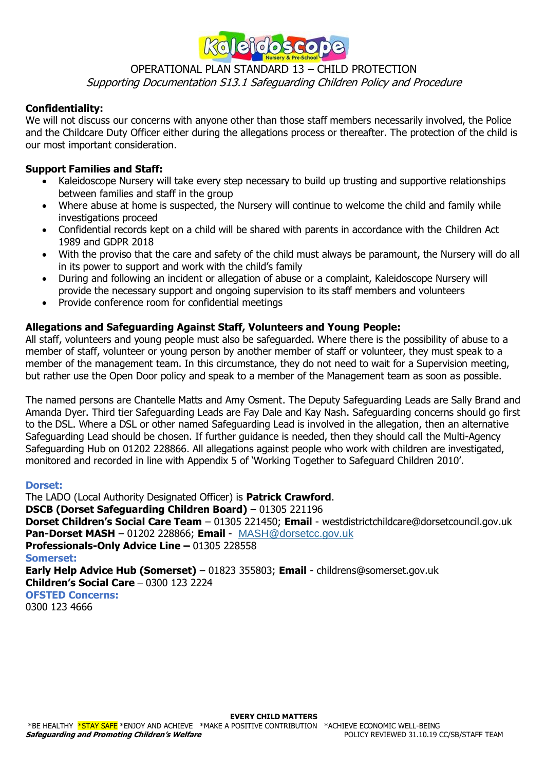OPERATIONAL PLAN STANDARD 13 – CHILD PROTECTION

*Supporting Documentation S13.1 Safeguarding Children Policy and Procedure*

**Confidentiality:**
We will not discuss our concerns with anyone other than those staff members necessarily involved, the Police and the Childcare Duty Officer either during the allegations process or thereafter. The protection of the child is our most important consideration.

**Support Families and Staff:**

- Kaleidoscope Nursery will take every step necessary to build up trusting and supportive relationships between families and staff in the group
- Where abuse at home is suspected, the Nursery will continue to welcome the child and family while investigations proceed
- Confidential records kept on a child will be shared with parents in accordance with the Children Act 1989 and GDPR 2018
- With the proviso that the care and safety of the child must always be paramount, the Nursery will do all in its power to support and work with the child's family
- During and following an incident or allegation of abuse or a complaint, Kaleidoscope Nursery will provide the necessary support and ongoing supervision to its staff members and volunteers
- Provide conference room for confidential meetings

**Allegations and Safeguarding Against Staff, Volunteers and Young People:**
All staff, volunteers and young people must also be safeguarded. Where there is the possibility of abuse to a member of staff, volunteer or young person by another member of staff or volunteer, they must speak to a member of the management team. In this circumstance, they do not need to wait for a Supervision meeting, but rather use the Open Door policy and speak to a member of the Management team as soon as possible.

The named persons are Chantelle Matts and Amy Osment. The Deputy Safeguarding Leads are Sally Brand and Amanda Dyer. Third tier Safeguarding Leads are Fay Dale and Kay Nash. Safeguarding concerns should go first to the DSL. Where a DSL or other named Safeguarding Lead is involved in the allegation, then an alternative Safeguarding Lead should be chosen. If further guidance is needed, then they should call the Multi-Agency Safeguarding Hub on 01202 228866. All allegations against people who work with children are investigated, monitored and recorded in line with Appendix 5 of 'Working Together to Safeguard Children 2010'.

**Dorset:**
The LADO (Local Authority Designated Officer) is **Patrick Crawford**.
**DSCB (Dorset Safeguarding Children Board)** – 01305 221196
**Dorset Children's Social Care Team** – 01305 221450; **Email** - westdistrictchildcare@dorsetcouncil.gov.uk
**Pan-Dorset MASH** – 01202 228866; **Email** - MASH@dorsetcc.gov.uk
**Professionals-Only Advice Line –** 01305 228558
**Somerset:**
**Early Help Advice Hub (Somerset)** – 01823 355803; **Email** - childrens@somerset.gov.uk
**Children's Social Care** – 0300 123 2224
**OFSTED Concerns:**
0300 123 4666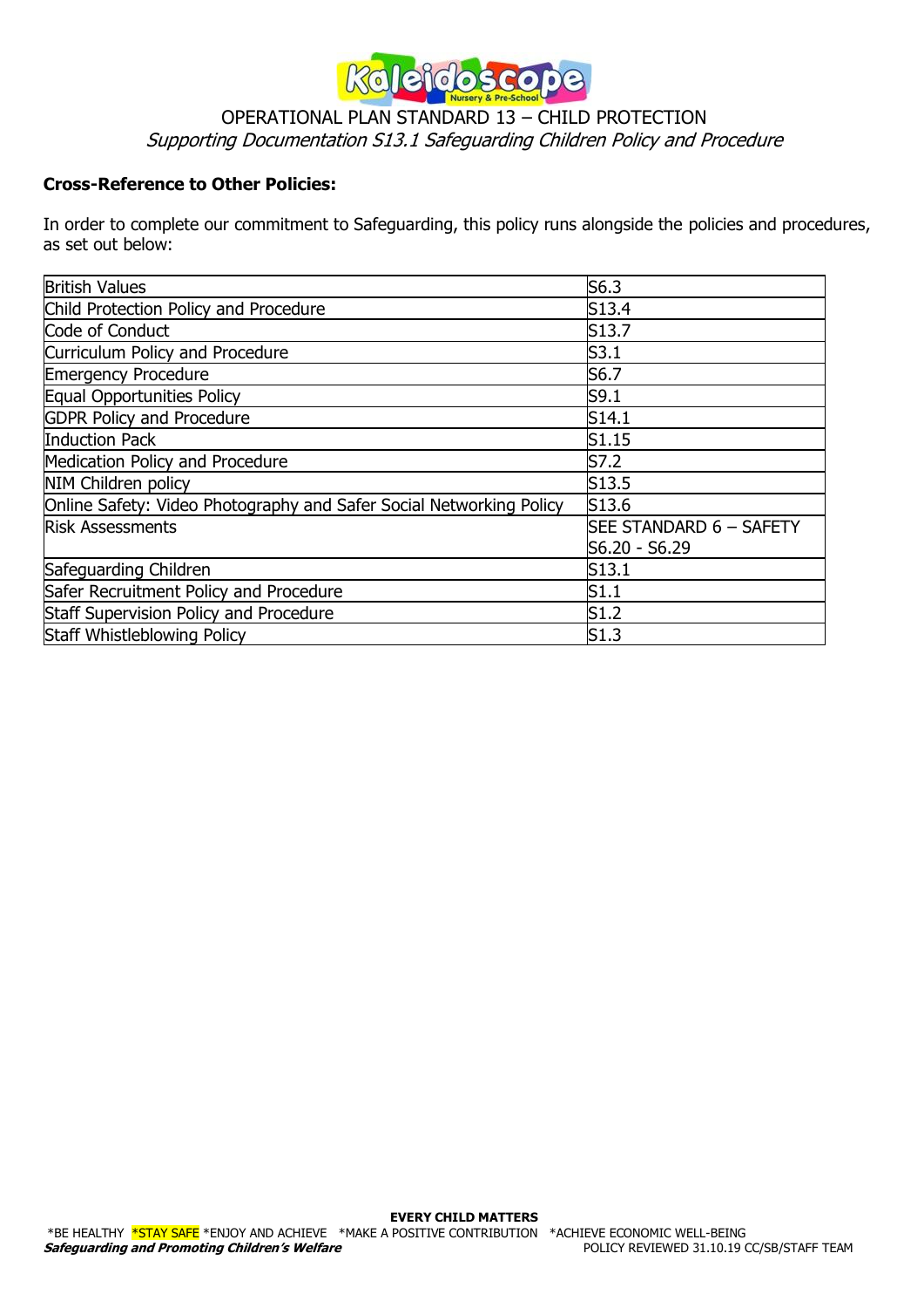OPERATIONAL PLAN STANDARD 13 – CHILD PROTECTION

*Supporting Documentation S13.1 Safeguarding Children Policy and Procedure*

**Cross-Reference to Other Policies:**

In order to complete our commitment to Safeguarding, this policy runs alongside the policies and procedures, as set out below:

| | |
|---|---|
| British Values | S6.3 |
| Child Protection Policy and Procedure | S13.4 |
| Code of Conduct | S13.7 |
| Curriculum Policy and Procedure | S3.1 |
| Emergency Procedure | S6.7 |
| Equal Opportunities Policy | S9.1 |
| GDPR Policy and Procedure | S14.1 |
| Induction Pack | S1.15 |
| Medication Policy and Procedure | S7.2 |
| NIM Children policy | S13.5 |
| Online Safety: Video Photography and Safer Social Networking Policy | S13.6 |
| Risk Assessments | SEE STANDARD 6 – SAFETY S6.20 - S6.29 |
| Safeguarding Children | S13.1 |
| Safer Recruitment Policy and Procedure | S1.1 |
| Staff Supervision Policy and Procedure | S1.2 |
| Staff Whistleblowing Policy | S1.3 |